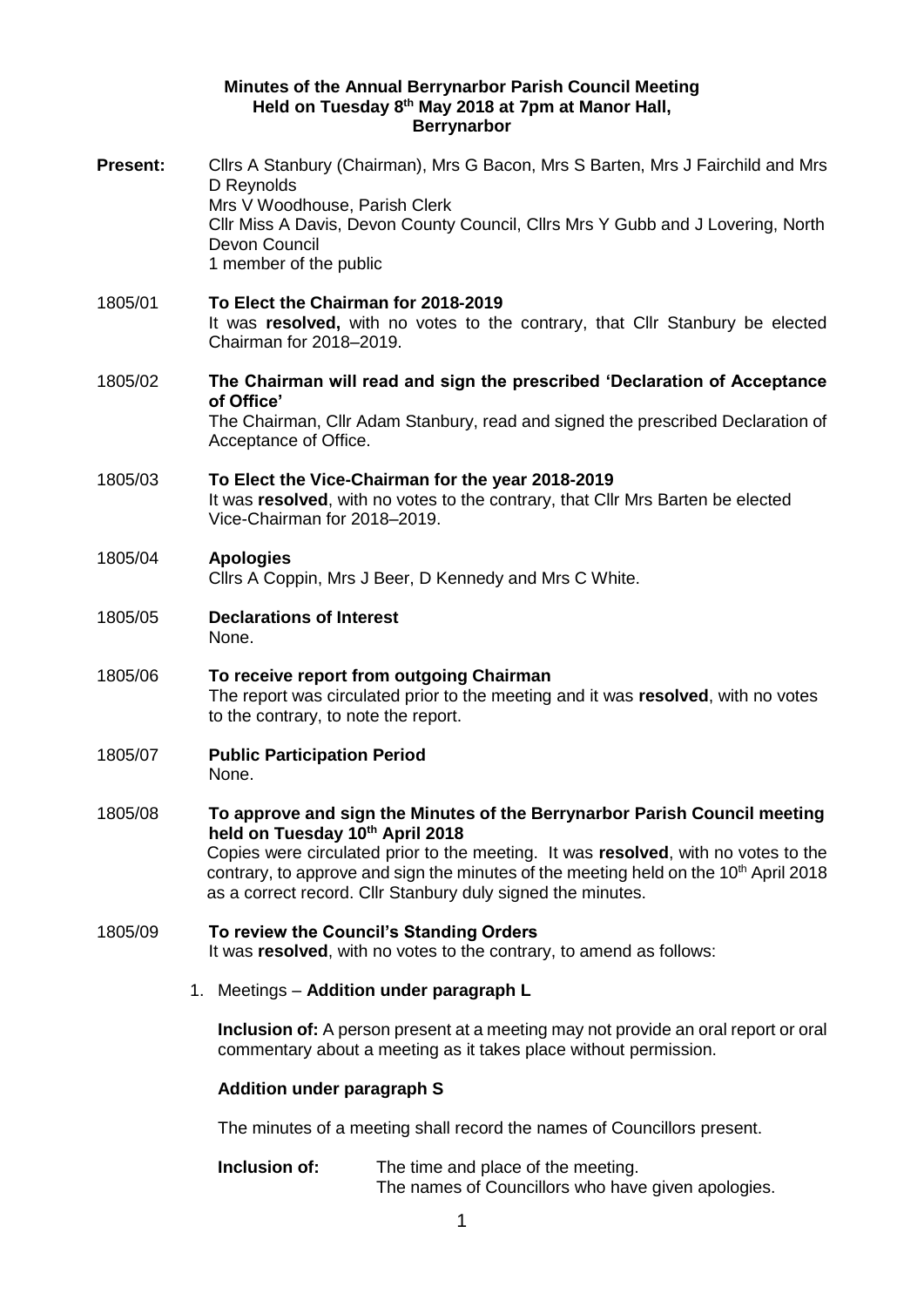**Minutes of the Annual Berrynarbor Parish Council Meeting**
**Held on Tuesday 8th May 2018 at 7pm at Manor Hall, Berrynarbor**

**Present:** Cllrs A Stanbury (Chairman), Mrs G Bacon, Mrs S Barten, Mrs J Fairchild and Mrs D Reynolds
Mrs V Woodhouse, Parish Clerk
Cllr Miss A Davis, Devon County Council, Cllrs Mrs Y Gubb and J Lovering, North Devon Council
1 member of the public

1805/01 **To Elect the Chairman for 2018-2019**
It was **resolved,** with no votes to the contrary, that Cllr Stanbury be elected Chairman for 2018–2019.

1805/02 **The Chairman will read and sign the prescribed 'Declaration of Acceptance of Office'**
The Chairman, Cllr Adam Stanbury, read and signed the prescribed Declaration of Acceptance of Office.

1805/03 **To Elect the Vice-Chairman for the year 2018-2019**
It was **resolved**, with no votes to the contrary, that Cllr Mrs Barten be elected Vice-Chairman for 2018–2019.

1805/04 **Apologies**
Cllrs A Coppin, Mrs J Beer, D Kennedy and Mrs C White.

1805/05 **Declarations of Interest**
None.

1805/06 **To receive report from outgoing Chairman**
The report was circulated prior to the meeting and it was **resolved**, with no votes to the contrary, to note the report.

1805/07 **Public Participation Period**
None.

1805/08 **To approve and sign the Minutes of the Berrynarbor Parish Council meeting held on Tuesday 10th April 2018**
Copies were circulated prior to the meeting. It was **resolved**, with no votes to the contrary, to approve and sign the minutes of the meeting held on the 10th April 2018 as a correct record. Cllr Stanbury duly signed the minutes.

1805/09 **To review the Council's Standing Orders**
It was **resolved**, with no votes to the contrary, to amend as follows:

1. Meetings – **Addition under paragraph L**

   **Inclusion of:** A person present at a meeting may not provide an oral report or oral commentary about a meeting as it takes place without permission.

   **Addition under paragraph S**

   The minutes of a meeting shall record the names of Councillors present.

   **Inclusion of:** The time and place of the meeting.
   The names of Councillors who have given apologies.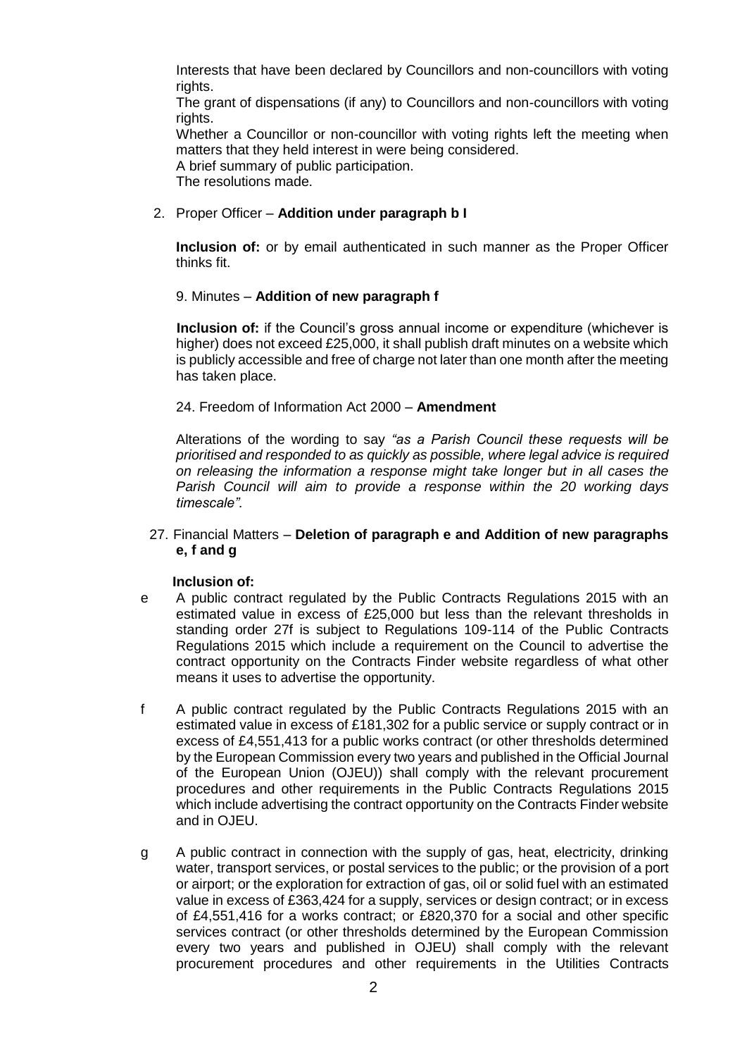Interests that have been declared by Councillors and non-councillors with voting rights.

The grant of dispensations (if any) to Councillors and non-councillors with voting rights.

Whether a Councillor or non-councillor with voting rights left the meeting when matters that they held interest in were being considered.

A brief summary of public participation.

The resolutions made.

2. Proper Officer – **Addition under paragraph b I**

**Inclusion of:** or by email authenticated in such manner as the Proper Officer thinks fit.

9. Minutes – **Addition of new paragraph f**

**Inclusion of:** if the Council's gross annual income or expenditure (whichever is higher) does not exceed £25,000, it shall publish draft minutes on a website which is publicly accessible and free of charge not later than one month after the meeting has taken place.

24. Freedom of Information Act 2000 – **Amendment**

Alterations of the wording to say *"as a Parish Council these requests will be prioritised and responded to as quickly as possible, where legal advice is required on releasing the information a response might take longer but in all cases the Parish Council will aim to provide a response within the 20 working days timescale".*

27. Financial Matters – **Deletion of paragraph e and Addition of new paragraphs e, f and g**

**Inclusion of:**

e A public contract regulated by the Public Contracts Regulations 2015 with an estimated value in excess of £25,000 but less than the relevant thresholds in standing order 27f is subject to Regulations 109-114 of the Public Contracts Regulations 2015 which include a requirement on the Council to advertise the contract opportunity on the Contracts Finder website regardless of what other means it uses to advertise the opportunity.

f A public contract regulated by the Public Contracts Regulations 2015 with an estimated value in excess of £181,302 for a public service or supply contract or in excess of £4,551,413 for a public works contract (or other thresholds determined by the European Commission every two years and published in the Official Journal of the European Union (OJEU)) shall comply with the relevant procurement procedures and other requirements in the Public Contracts Regulations 2015 which include advertising the contract opportunity on the Contracts Finder website and in OJEU.

g A public contract in connection with the supply of gas, heat, electricity, drinking water, transport services, or postal services to the public; or the provision of a port or airport; or the exploration for extraction of gas, oil or solid fuel with an estimated value in excess of £363,424 for a supply, services or design contract; or in excess of £4,551,416 for a works contract; or £820,370 for a social and other specific services contract (or other thresholds determined by the European Commission every two years and published in OJEU) shall comply with the relevant procurement procedures and other requirements in the Utilities Contracts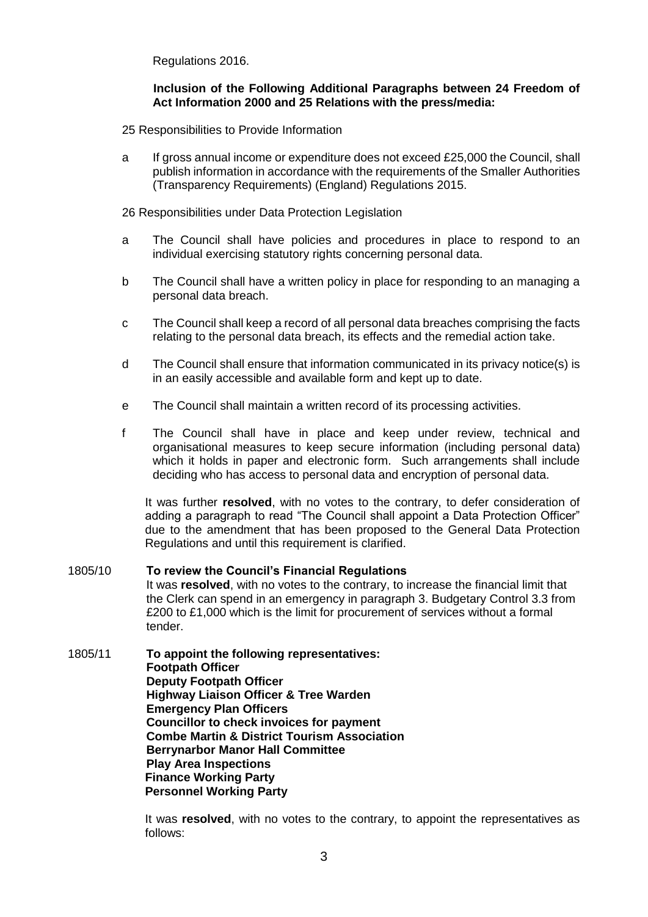Regulations 2016.

**Inclusion of the Following Additional Paragraphs between 24 Freedom of Act Information 2000 and 25 Relations with the press/media:**

25 Responsibilities to Provide Information

a If gross annual income or expenditure does not exceed £25,000 the Council, shall publish information in accordance with the requirements of the Smaller Authorities (Transparency Requirements) (England) Regulations 2015.

26 Responsibilities under Data Protection Legislation

a The Council shall have policies and procedures in place to respond to an individual exercising statutory rights concerning personal data.

b The Council shall have a written policy in place for responding to an managing a personal data breach.

c The Council shall keep a record of all personal data breaches comprising the facts relating to the personal data breach, its effects and the remedial action take.

d The Council shall ensure that information communicated in its privacy notice(s) is in an easily accessible and available form and kept up to date.

e The Council shall maintain a written record of its processing activities.

f The Council shall have in place and keep under review, technical and organisational measures to keep secure information (including personal data) which it holds in paper and electronic form. Such arrangements shall include deciding who has access to personal data and encryption of personal data.

It was further **resolved**, with no votes to the contrary, to defer consideration of adding a paragraph to read "The Council shall appoint a Data Protection Officer" due to the amendment that has been proposed to the General Data Protection Regulations and until this requirement is clarified.

1805/10 **To review the Council's Financial Regulations**

It was **resolved**, with no votes to the contrary, to increase the financial limit that the Clerk can spend in an emergency in paragraph 3. Budgetary Control 3.3 from £200 to £1,000 which is the limit for procurement of services without a formal tender.

1805/11 **To appoint the following representatives:**

**Footpath Officer**
**Deputy Footpath Officer**
**Highway Liaison Officer & Tree Warden**
**Emergency Plan Officers**
**Councillor to check invoices for payment**
**Combe Martin & District Tourism Association**
**Berrynarbor Manor Hall Committee**
**Play Area Inspections**
**Finance Working Party**
**Personnel Working Party**

It was **resolved**, with no votes to the contrary, to appoint the representatives as follows: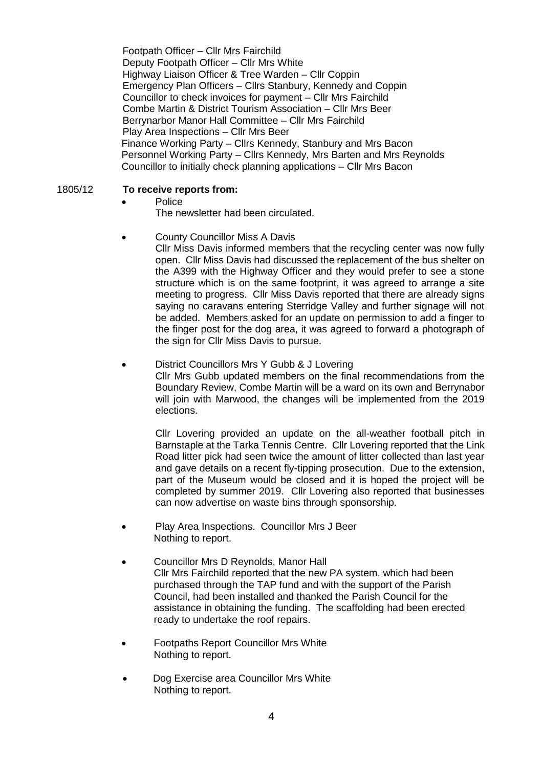Footpath Officer – Cllr Mrs Fairchild
Deputy Footpath Officer – Cllr Mrs White
Highway Liaison Officer & Tree Warden – Cllr Coppin
Emergency Plan Officers – Cllrs Stanbury, Kennedy and Coppin
Councillor to check invoices for payment – Cllr Mrs Fairchild
Combe Martin & District Tourism Association – Cllr Mrs Beer
Berrynarbor Manor Hall Committee – Cllr Mrs Fairchild
Play Area Inspections – Cllr Mrs Beer
Finance Working Party – Cllrs Kennedy, Stanbury and Mrs Bacon
Personnel Working Party – Cllrs Kennedy, Mrs Barten and Mrs Reynolds
Councillor to initially check planning applications – Cllr Mrs Bacon

1805/12 **To receive reports from:**

- Police

  The newsletter had been circulated.

- County Councillor Miss A Davis

  Cllr Miss Davis informed members that the recycling center was now fully open. Cllr Miss Davis had discussed the replacement of the bus shelter on the A399 with the Highway Officer and they would prefer to see a stone structure which is on the same footprint, it was agreed to arrange a site meeting to progress. Cllr Miss Davis reported that there are already signs saying no caravans entering Sterridge Valley and further signage will not be added. Members asked for an update on permission to add a finger to the finger post for the dog area, it was agreed to forward a photograph of the sign for Cllr Miss Davis to pursue.

- District Councillors Mrs Y Gubb & J Lovering

  Cllr Mrs Gubb updated members on the final recommendations from the Boundary Review, Combe Martin will be a ward on its own and Berrynabor will join with Marwood, the changes will be implemented from the 2019 elections.

  Cllr Lovering provided an update on the all-weather football pitch in Barnstaple at the Tarka Tennis Centre. Cllr Lovering reported that the Link Road litter pick had seen twice the amount of litter collected than last year and gave details on a recent fly-tipping prosecution. Due to the extension, part of the Museum would be closed and it is hoped the project will be completed by summer 2019. Cllr Lovering also reported that businesses can now advertise on waste bins through sponsorship.

- Play Area Inspections. Councillor Mrs J Beer

  Nothing to report.

- Councillor Mrs D Reynolds, Manor Hall

  Cllr Mrs Fairchild reported that the new PA system, which had been purchased through the TAP fund and with the support of the Parish Council, had been installed and thanked the Parish Council for the assistance in obtaining the funding. The scaffolding had been erected ready to undertake the roof repairs.

- Footpaths Report Councillor Mrs White

  Nothing to report.

- Dog Exercise area Councillor Mrs White

  Nothing to report.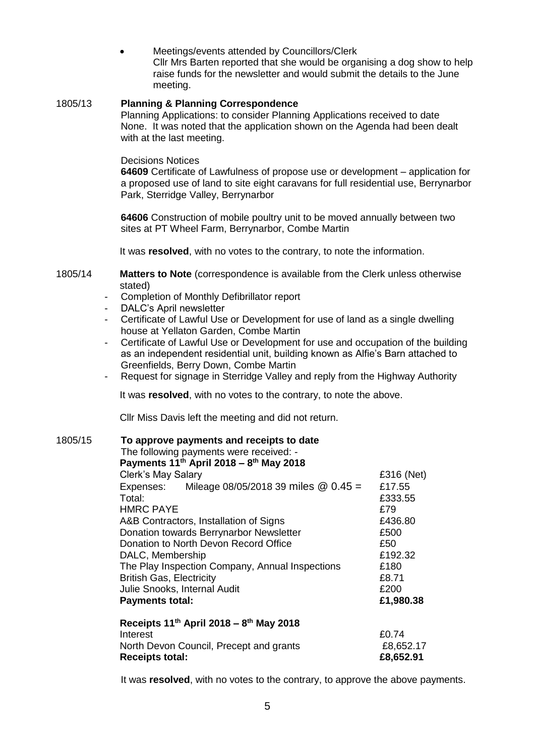- Meetings/events attended by Councillors/Clerk
  Cllr Mrs Barten reported that she would be organising a dog show to help raise funds for the newsletter and would submit the details to the June meeting.

1805/13 **Planning & Planning Correspondence**

Planning Applications: to consider Planning Applications received to date
None. It was noted that the application shown on the Agenda had been dealt with at the last meeting.

Decisions Notices

**64609** Certificate of Lawfulness of propose use or development – application for a proposed use of land to site eight caravans for full residential use, Berrynarbor Park, Sterridge Valley, Berrynarbor

**64606** Construction of mobile poultry unit to be moved annually between two sites at PT Wheel Farm, Berrynarbor, Combe Martin

It was **resolved**, with no votes to the contrary, to note the information.

1805/14 **Matters to Note** (correspondence is available from the Clerk unless otherwise stated)

- Completion of Monthly Defibrillator report
- DALC's April newsletter
- Certificate of Lawful Use or Development for use of land as a single dwelling house at Yellaton Garden, Combe Martin
- Certificate of Lawful Use or Development for use and occupation of the building as an independent residential unit, building known as Alfie's Barn attached to Greenfields, Berry Down, Combe Martin
- Request for signage in Sterridge Valley and reply from the Highway Authority

It was **resolved**, with no votes to the contrary, to note the above.

Cllr Miss Davis left the meeting and did not return.

1805/15 **To approve payments and receipts to date**

The following payments were received: -

**Payments 11th April 2018 – 8th May 2018**

| | |
|---|---|
| Clerk's May Salary | £316 (Net) |
| Expenses: Mileage 08/05/2018 39 miles @ 0.45 = | £17.55 |
| Total: | £333.55 |
| HMRC PAYE | £79 |
| A&B Contractors, Installation of Signs | £436.80 |
| Donation towards Berrynarbor Newsletter | £500 |
| Donation to North Devon Record Office | £50 |
| DALC, Membership | £192.32 |
| The Play Inspection Company, Annual Inspections | £180 |
| British Gas, Electricity | £8.71 |
| Julie Snooks, Internal Audit | £200 |
| **Payments total:** | **£1,980.38** |

**Receipts 11th April 2018 – 8th May 2018**

| | |
|---|---|
| Interest | £0.74 |
| North Devon Council, Precept and grants | £8,652.17 |
| **Receipts total:** | **£8,652.91** |

It was **resolved**, with no votes to the contrary, to approve the above payments.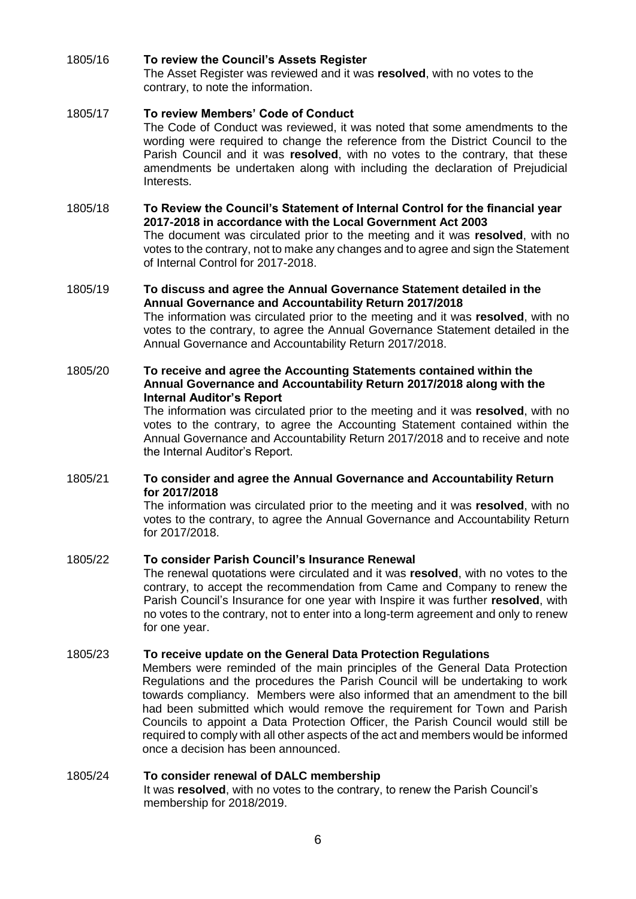**1805/16 To review the Council's Assets Register**

The Asset Register was reviewed and it was **resolved**, with no votes to the contrary, to note the information.

**1805/17 To review Members' Code of Conduct**

The Code of Conduct was reviewed, it was noted that some amendments to the wording were required to change the reference from the District Council to the Parish Council and it was **resolved**, with no votes to the contrary, that these amendments be undertaken along with including the declaration of Prejudicial Interests.

**1805/18 To Review the Council's Statement of Internal Control for the financial year 2017-2018 in accordance with the Local Government Act 2003**

The document was circulated prior to the meeting and it was **resolved**, with no votes to the contrary, not to make any changes and to agree and sign the Statement of Internal Control for 2017-2018.

**1805/19 To discuss and agree the Annual Governance Statement detailed in the Annual Governance and Accountability Return 2017/2018**

The information was circulated prior to the meeting and it was **resolved**, with no votes to the contrary, to agree the Annual Governance Statement detailed in the Annual Governance and Accountability Return 2017/2018.

**1805/20 To receive and agree the Accounting Statements contained within the Annual Governance and Accountability Return 2017/2018 along with the Internal Auditor's Report**

The information was circulated prior to the meeting and it was **resolved**, with no votes to the contrary, to agree the Accounting Statement contained within the Annual Governance and Accountability Return 2017/2018 and to receive and note the Internal Auditor's Report.

**1805/21 To consider and agree the Annual Governance and Accountability Return for 2017/2018**

The information was circulated prior to the meeting and it was **resolved**, with no votes to the contrary, to agree the Annual Governance and Accountability Return for 2017/2018.

**1805/22 To consider Parish Council's Insurance Renewal**

The renewal quotations were circulated and it was **resolved**, with no votes to the contrary, to accept the recommendation from Came and Company to renew the Parish Council's Insurance for one year with Inspire it was further **resolved**, with no votes to the contrary, not to enter into a long-term agreement and only to renew for one year.

**1805/23 To receive update on the General Data Protection Regulations**

Members were reminded of the main principles of the General Data Protection Regulations and the procedures the Parish Council will be undertaking to work towards compliancy. Members were also informed that an amendment to the bill had been submitted which would remove the requirement for Town and Parish Councils to appoint a Data Protection Officer, the Parish Council would still be required to comply with all other aspects of the act and members would be informed once a decision has been announced.

**1805/24 To consider renewal of DALC membership**

It was **resolved**, with no votes to the contrary, to renew the Parish Council's membership for 2018/2019.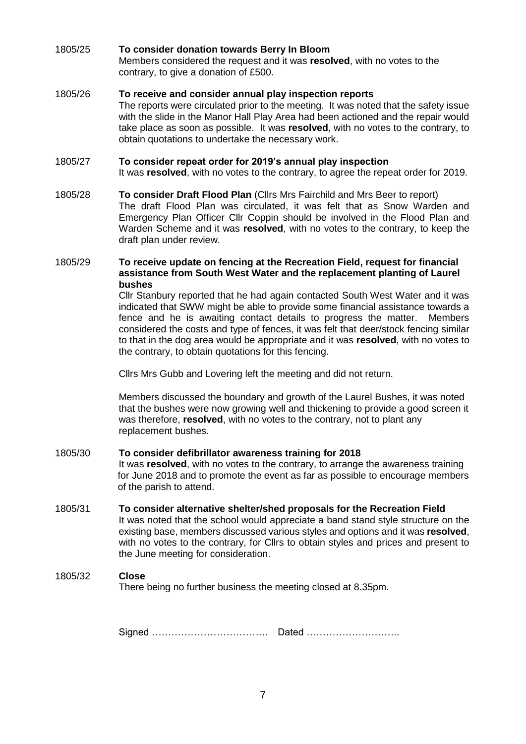1805/25 **To consider donation towards Berry In Bloom**
Members considered the request and it was **resolved**, with no votes to the contrary, to give a donation of £500.

1805/26 **To receive and consider annual play inspection reports**
The reports were circulated prior to the meeting. It was noted that the safety issue with the slide in the Manor Hall Play Area had been actioned and the repair would take place as soon as possible. It was **resolved**, with no votes to the contrary, to obtain quotations to undertake the necessary work.

1805/27 **To consider repeat order for 2019's annual play inspection**
It was **resolved**, with no votes to the contrary, to agree the repeat order for 2019.

1805/28 **To consider Draft Flood Plan** (Cllrs Mrs Fairchild and Mrs Beer to report)
The draft Flood Plan was circulated, it was felt that as Snow Warden and Emergency Plan Officer Cllr Coppin should be involved in the Flood Plan and Warden Scheme and it was **resolved**, with no votes to the contrary, to keep the draft plan under review.

1805/29 **To receive update on fencing at the Recreation Field, request for financial assistance from South West Water and the replacement planting of Laurel bushes**
Cllr Stanbury reported that he had again contacted South West Water and it was indicated that SWW might be able to provide some financial assistance towards a fence and he is awaiting contact details to progress the matter. Members considered the costs and type of fences, it was felt that deer/stock fencing similar to that in the dog area would be appropriate and it was **resolved**, with no votes to the contrary, to obtain quotations for this fencing.

Cllrs Mrs Gubb and Lovering left the meeting and did not return.

Members discussed the boundary and growth of the Laurel Bushes, it was noted that the bushes were now growing well and thickening to provide a good screen it was therefore, **resolved**, with no votes to the contrary, not to plant any replacement bushes.

1805/30 **To consider defibrillator awareness training for 2018**
It was **resolved**, with no votes to the contrary, to arrange the awareness training for June 2018 and to promote the event as far as possible to encourage members of the parish to attend.

1805/31 **To consider alternative shelter/shed proposals for the Recreation Field**
It was noted that the school would appreciate a band stand style structure on the existing base, members discussed various styles and options and it was **resolved**, with no votes to the contrary, for Cllrs to obtain styles and prices and present to the June meeting for consideration.

1805/32 **Close**
There being no further business the meeting closed at 8.35pm.

Signed ……………………………… Dated ………………………..